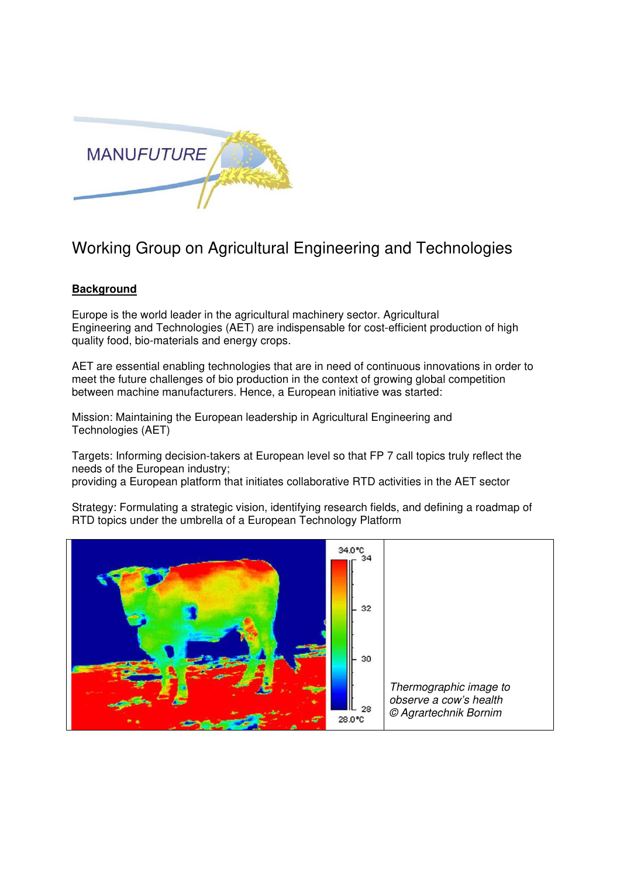MANUFUTURE

# Working Group on Agricultural Engineering and Technologies

**Background**

Europe is the world leader in the agricultural machinery sector. Agricultural Engineering and Technologies (AET) are indispensable for cost-efficient production of high quality food, bio-materials and energy crops.

AET are essential enabling technologies that are in need of continuous innovations in order to meet the future challenges of bio production in the context of growing global competition between machine manufacturers. Hence, a European initiative was started:

Mission: Maintaining the European leadership in Agricultural Engineering and Technologies (AET)

Targets: Informing decision-takers at European level so that FP 7 call topics truly reflect the needs of the European industry;
providing a European platform that initiates collaborative RTD activities in the AET sector

Strategy: Formulating a strategic vision, identifying research fields, and defining a roadmap of RTD topics under the umbrella of a European Technology Platform

*Thermographic image to observe a cow's health © Agrartechnik Bornim*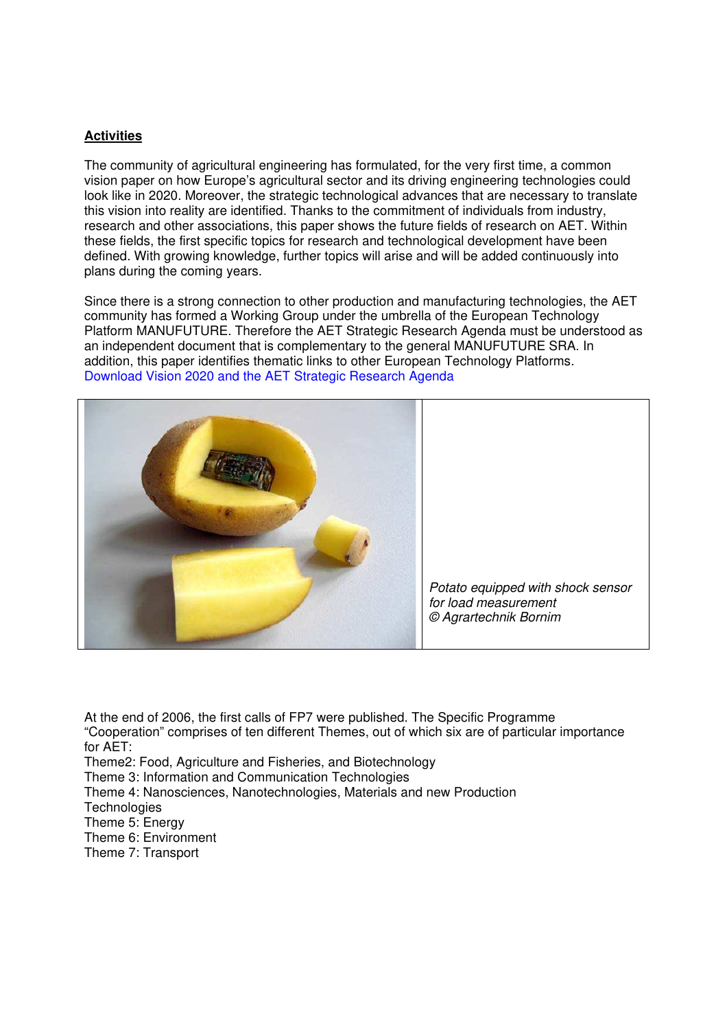**Activities**

The community of agricultural engineering has formulated, for the very first time, a common vision paper on how Europe's agricultural sector and its driving engineering technologies could look like in 2020. Moreover, the strategic technological advances that are necessary to translate this vision into reality are identified. Thanks to the commitment of individuals from industry, research and other associations, this paper shows the future fields of research on AET. Within these fields, the first specific topics for research and technological development have been defined. With growing knowledge, further topics will arise and will be added continuously into plans during the coming years.

Since there is a strong connection to other production and manufacturing technologies, the AET community has formed a Working Group under the umbrella of the European Technology Platform MANUFUTURE. Therefore the AET Strategic Research Agenda must be understood as an independent document that is complementary to the general MANUFUTURE SRA. In addition, this paper identifies thematic links to other European Technology Platforms.
Download Vision 2020 and the AET Strategic Research Agenda

*Potato equipped with shock sensor for load measurement*
*© Agrartechnik Bornim*

At the end of 2006, the first calls of FP7 were published. The Specific Programme "Cooperation" comprises of ten different Themes, out of which six are of particular importance for AET:

Theme2: Food, Agriculture and Fisheries, and Biotechnology
Theme 3: Information and Communication Technologies
Theme 4: Nanosciences, Nanotechnologies, Materials and new Production Technologies
Theme 5: Energy
Theme 6: Environment
Theme 7: Transport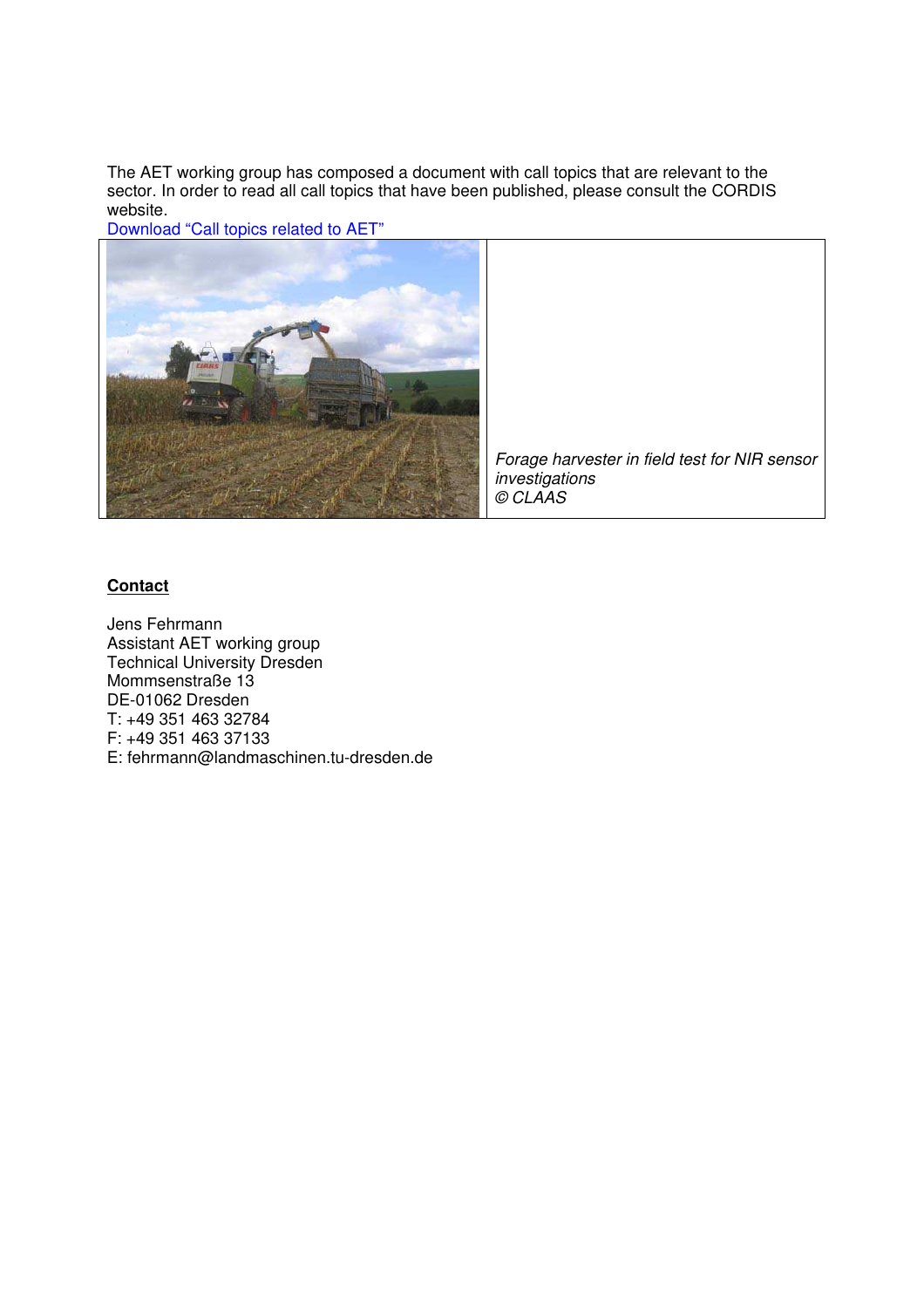The AET working group has composed a document with call topics that are relevant to the sector. In order to read all call topics that have been published, please consult the CORDIS website.
Download "Call topics related to AET"

*Forage harvester in field test for NIR sensor investigations*
*© CLAAS*

**Contact**

Jens Fehrmann
Assistant AET working group
Technical University Dresden
Mommsenstraße 13
DE-01062 Dresden
T: +49 351 463 32784
F: +49 351 463 37133
E: fehrmann@landmaschinen.tu-dresden.de